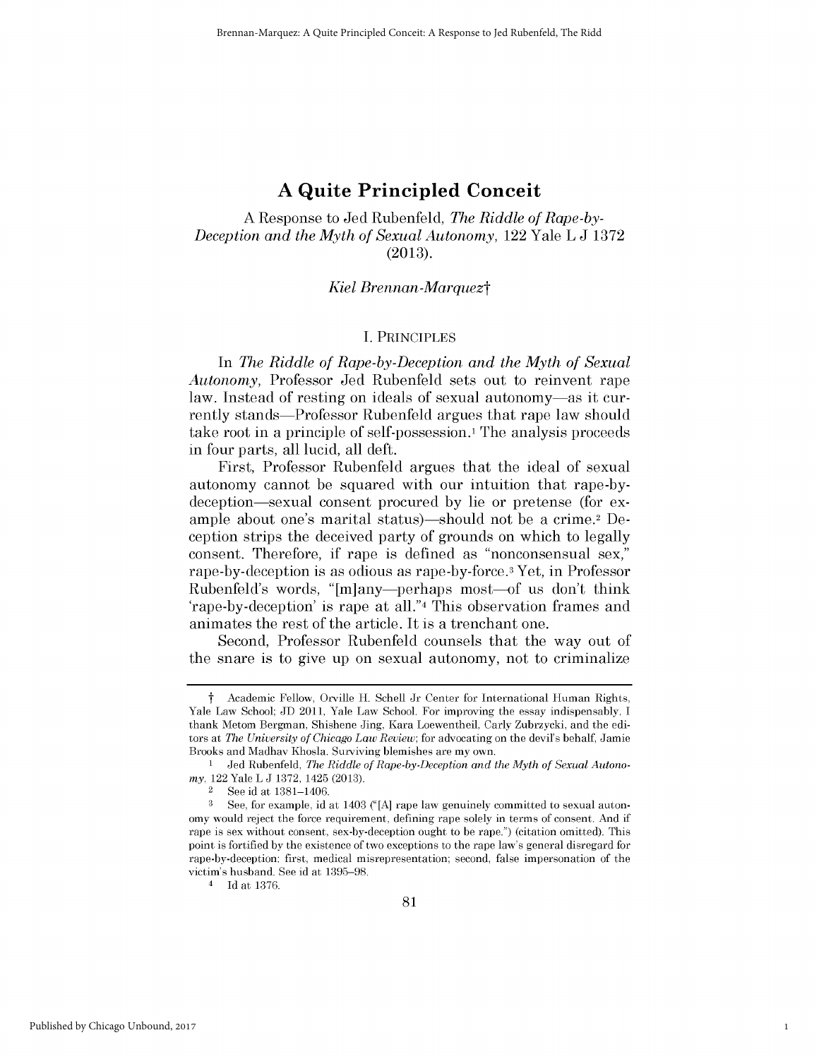# A Quite Principled Conceit

A Response to Jed Rubenfeld, *The Riddle of Rape-by-Deception and the Myth of Sexual Autonomy*, 122 Yale L J 1372 (2013).

*Kiel Brennan-Marquez*†

## I. PRINCIPLES

In *The Riddle of Rape-by-Deception and the Myth of Sexual Autonomy*, Professor Jed Rubenfeld sets out to reinvent rape law. Instead of resting on ideals of sexual autonomy—as it currently stands—Professor Rubenfeld argues that rape law should take root in a principle of self-possession.[1] The analysis proceeds in four parts, all lucid, all deft.

First, Professor Rubenfeld argues that the ideal of sexual autonomy cannot be squared with our intuition that rape-by-deception—sexual consent procured by lie or pretense (for example about one's marital status)—should not be a crime.[2] Deception strips the deceived party of grounds on which to legally consent. Therefore, if rape is defined as "nonconsensual sex," rape-by-deception is as odious as rape-by-force.[3] Yet, in Professor Rubenfeld's words, "[m]any—perhaps most—of us don't think 'rape-by-deception' is rape at all."[4] This observation frames and animates the rest of the article. It is a trenchant one.

Second, Professor Rubenfeld counsels that the way out of the snare is to give up on sexual autonomy, not to criminalize

---

† Academic Fellow, Orville H. Schell Jr Center for International Human Rights, Yale Law School; JD 2011, Yale Law School. For improving the essay indispensably, I thank Metom Bergman, Shishene Jing, Kara Loewentheil, Carly Zubrzycki, and the editors at *The University of Chicago Law Review*; for advocating on the devil's behalf, Jamie Brooks and Madhav Khosla. Surviving blemishes are my own.

1 Jed Rubenfeld, *The Riddle of Rape-by-Deception and the Myth of Sexual Autonomy*, 122 Yale L J 1372, 1425 (2013).

2 See id at 1381–1406.

3 See, for example, id at 1403 ("[A] rape law genuinely committed to sexual autonomy would reject the force requirement, defining rape solely in terms of consent. And if rape is sex without consent, sex-by-deception ought to be rape.") (citation omitted). This point is fortified by the existence of two exceptions to the rape law's general disregard for rape-by-deception: first, medical misrepresentation; second, false impersonation of the victim's husband. See id at 1395–98.

4 Id at 1376.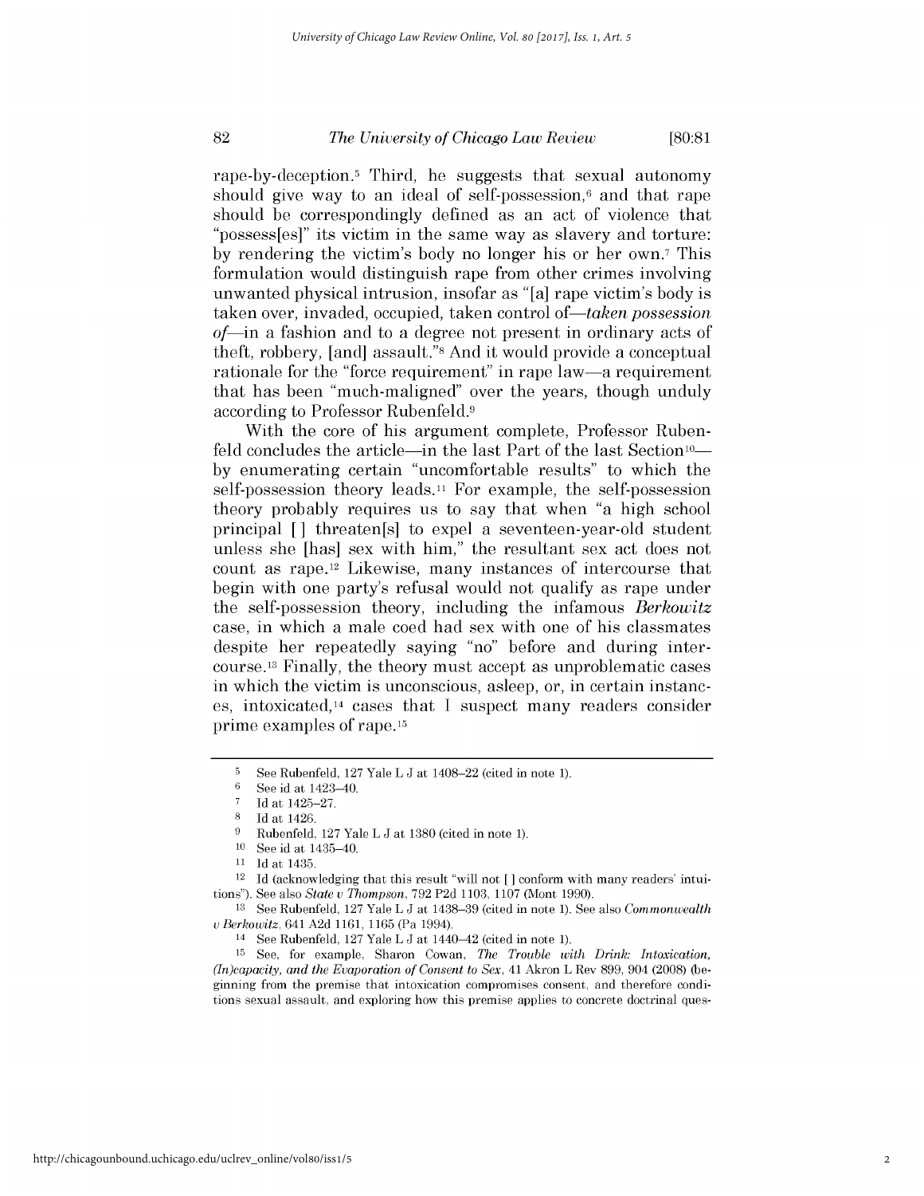rape-by-deception.[5] Third, he suggests that sexual autonomy should give way to an ideal of self-possession,[6] and that rape should be correspondingly defined as an act of violence that "possess[es]" its victim in the same way as slavery and torture: by rendering the victim's body no longer his or her own.[7] This formulation would distinguish rape from other crimes involving unwanted physical intrusion, insofar as "[a] rape victim's body is taken over, invaded, occupied, taken control of—*taken possession of*—in a fashion and to a degree not present in ordinary acts of theft, robbery, [and] assault."[8] And it would provide a conceptual rationale for the "force requirement" in rape law—a requirement that has been "much-maligned" over the years, though unduly according to Professor Rubenfeld.[9]

With the core of his argument complete, Professor Rubenfeld concludes the article—in the last Part of the last Section[10]—by enumerating certain "uncomfortable results" to which the self-possession theory leads.[11] For example, the self-possession theory probably requires us to say that when "a high school principal [ ] threaten[s] to expel a seventeen-year-old student unless she [has] sex with him," the resultant sex act does not count as rape.[12] Likewise, many instances of intercourse that begin with one party's refusal would not qualify as rape under the self-possession theory, including the infamous *Berkowitz* case, in which a male coed had sex with one of his classmates despite her repeatedly saying "no" before and during intercourse.[13] Finally, the theory must accept as unproblematic cases in which the victim is unconscious, asleep, or, in certain instances, intoxicated,[14] cases that I suspect many readers consider prime examples of rape.[15]

---

[5] See Rubenfeld, 127 Yale L J at 1408–22 (cited in note 1).

[6] See id at 1423–40.

[7] Id at 1425–27.

[8] Id at 1426.

[9] Rubenfeld, 127 Yale L J at 1380 (cited in note 1).

[10] See id at 1435–40.

[11] Id at 1435.

[12] Id (acknowledging that this result "will not [ ] conform with many readers' intuitions"). See also *State v Thompson*, 792 P2d 1103, 1107 (Mont 1990).

[13] See Rubenfeld, 127 Yale L J at 1438–39 (cited in note 1). See also *Commonwealth v Berkowitz*, 641 A2d 1161, 1165 (Pa 1994).

[14] See Rubenfeld, 127 Yale L J at 1440–42 (cited in note 1).

[15] See, for example, Sharon Cowan, *The Trouble with Drink: Intoxication, (In)capacity, and the Evaporation of Consent to Sex*, 41 Akron L Rev 899, 904 (2008) (beginning from the premise that intoxication compromises consent, and therefore conditions sexual assault, and exploring how this premise applies to concrete doctrinal ques-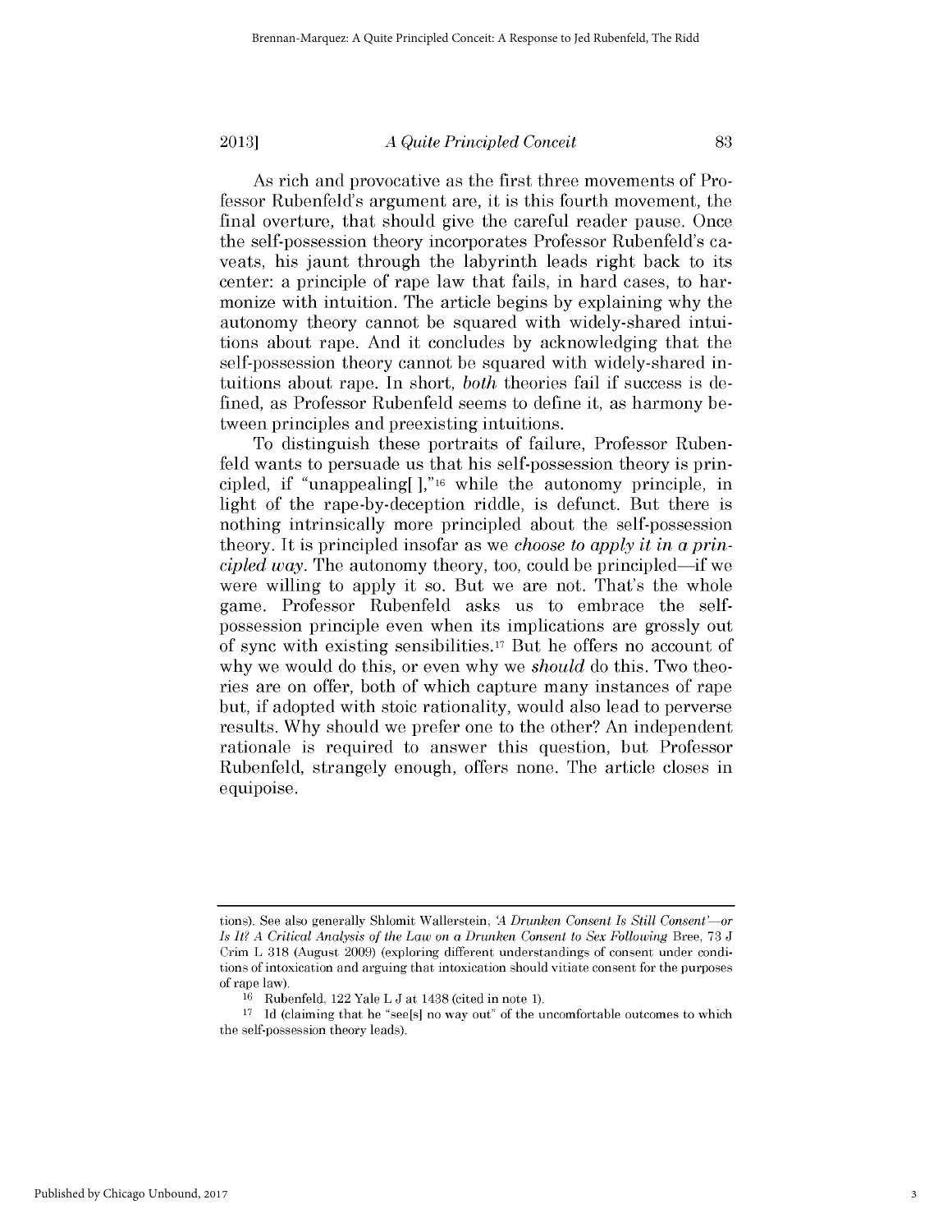As rich and provocative as the first three movements of Professor Rubenfeld's argument are, it is this fourth movement, the final overture, that should give the careful reader pause. Once the self-possession theory incorporates Professor Rubenfeld's caveats, his jaunt through the labyrinth leads right back to its center: a principle of rape law that fails, in hard cases, to harmonize with intuition. The article begins by explaining why the autonomy theory cannot be squared with widely-shared intuitions about rape. And it concludes by acknowledging that the self-possession theory cannot be squared with widely-shared intuitions about rape. In short, *both* theories fail if success is defined, as Professor Rubenfeld seems to define it, as harmony between principles and preexisting intuitions.

To distinguish these portraits of failure, Professor Rubenfeld wants to persuade us that his self-possession theory is principled, if "unappealing[ ],"[16] while the autonomy principle, in light of the rape-by-deception riddle, is defunct. But there is nothing intrinsically more principled about the self-possession theory. It is principled insofar as we *choose to apply it in a principled way*. The autonomy theory, too, could be principled—if we were willing to apply it so. But we are not. That's the whole game. Professor Rubenfeld asks us to embrace the self-possession principle even when its implications are grossly out of sync with existing sensibilities.[17] But he offers no account of why we would do this, or even why we *should* do this. Two theories are on offer, both of which capture many instances of rape but, if adopted with stoic rationality, would also lead to perverse results. Why should we prefer one to the other? An independent rationale is required to answer this question, but Professor Rubenfeld, strangely enough, offers none. The article closes in equipoise.

---

tions). See also generally Shlomit Wallerstein, *'A Drunken Consent Is Still Consent'—or Is It? A Critical Analysis of the Law on a Drunken Consent to Sex Following* Bree, 73 J Crim L 318 (August 2009) (exploring different understandings of consent under conditions of intoxication and arguing that intoxication should vitiate consent for the purposes of rape law).

[16] Rubenfeld, 122 Yale L J at 1438 (cited in note 1).

[17] Id (claiming that he "see[s] no way out" of the uncomfortable outcomes to which the self-possession theory leads).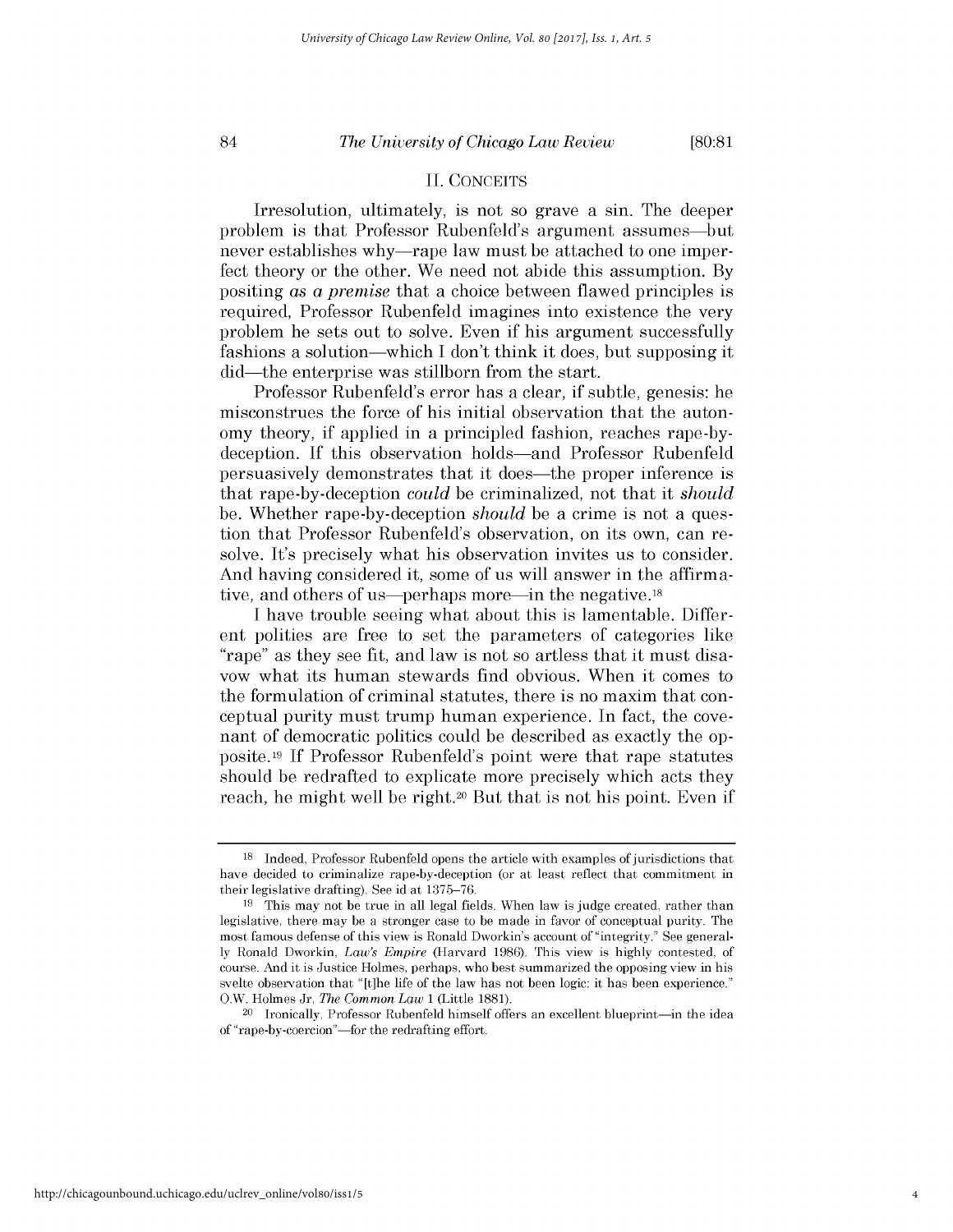## II. CONCEITS

Irresolution, ultimately, is not so grave a sin. The deeper problem is that Professor Rubenfeld's argument assumes—but never establishes why—rape law must be attached to one imperfect theory or the other. We need not abide this assumption. By positing *as a premise* that a choice between flawed principles is required, Professor Rubenfeld imagines into existence the very problem he sets out to solve. Even if his argument successfully fashions a solution—which I don't think it does, but supposing it did—the enterprise was stillborn from the start.

Professor Rubenfeld's error has a clear, if subtle, genesis: he misconstrues the force of his initial observation that the autonomy theory, if applied in a principled fashion, reaches rape-by-deception. If this observation holds—and Professor Rubenfeld persuasively demonstrates that it does—the proper inference is that rape-by-deception *could* be criminalized, not that it *should* be. Whether rape-by-deception *should* be a crime is not a question that Professor Rubenfeld's observation, on its own, can resolve. It's precisely what his observation invites us to consider. And having considered it, some of us will answer in the affirmative, and others of us—perhaps more—in the negative.[18]

I have trouble seeing what about this is lamentable. Different polities are free to set the parameters of categories like "rape" as they see fit, and law is not so artless that it must disavow what its human stewards find obvious. When it comes to the formulation of criminal statutes, there is no maxim that conceptual purity must trump human experience. In fact, the covenant of democratic politics could be described as exactly the opposite.[19] If Professor Rubenfeld's point were that rape statutes should be redrafted to explicate more precisely which acts they reach, he might well be right.[20] But that is not his point. Even if

---

[18] Indeed, Professor Rubenfeld opens the article with examples of jurisdictions that have decided to criminalize rape-by-deception (or at least reflect that commitment in their legislative drafting). See id at 1375–76.

[19] This may not be true in all legal fields. When law is judge created, rather than legislative, there may be a stronger case to be made in favor of conceptual purity. The most famous defense of this view is Ronald Dworkin's account of "integrity." See generally Ronald Dworkin, *Law's Empire* (Harvard 1986). This view is highly contested, of course. And it is Justice Holmes, perhaps, who best summarized the opposing view in his svelte observation that "[t]he life of the law has not been logic: it has been experience." O.W. Holmes Jr, *The Common Law* 1 (Little 1881).

[20] Ironically, Professor Rubenfeld himself offers an excellent blueprint—in the idea of "rape-by-coercion"—for the redrafting effort.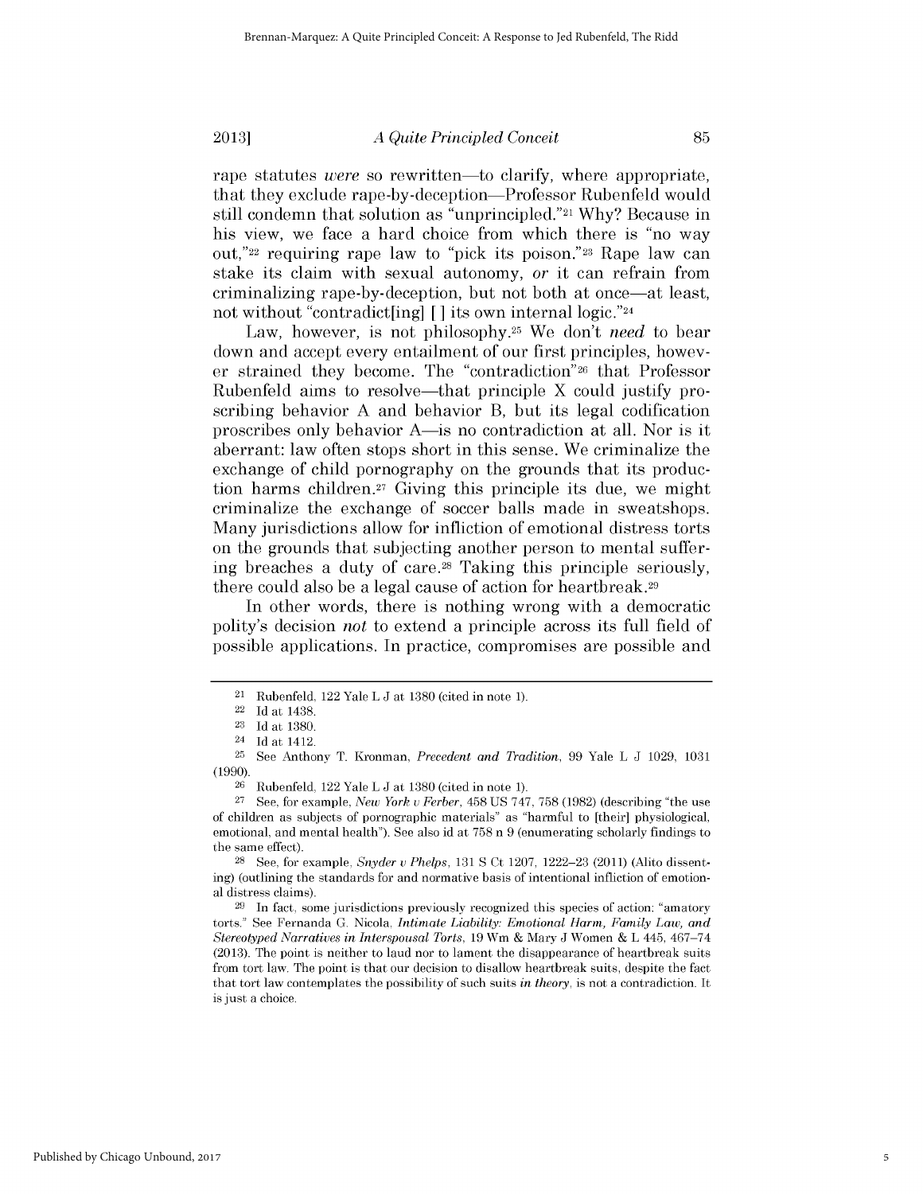rape statutes *were* so rewritten—to clarify, where appropriate, that they exclude rape-by-deception—Professor Rubenfeld would still condemn that solution as "unprincipled."[21] Why? Because in his view, we face a hard choice from which there is "no way out,"[22] requiring rape law to "pick its poison."[23] Rape law can stake its claim with sexual autonomy, *or* it can refrain from criminalizing rape-by-deception, but not both at once—at least, not without "contradict[ing] [ ] its own internal logic."[24]

Law, however, is not philosophy.[25] We don't *need* to bear down and accept every entailment of our first principles, however strained they become. The "contradiction"[26] that Professor Rubenfeld aims to resolve—that principle X could justify proscribing behavior A and behavior B, but its legal codification proscribes only behavior A—is no contradiction at all. Nor is it aberrant: law often stops short in this sense. We criminalize the exchange of child pornography on the grounds that its production harms children.[27] Giving this principle its due, we might criminalize the exchange of soccer balls made in sweatshops. Many jurisdictions allow for infliction of emotional distress torts on the grounds that subjecting another person to mental suffering breaches a duty of care.[28] Taking this principle seriously, there could also be a legal cause of action for heartbreak.[29]

In other words, there is nothing wrong with a democratic polity's decision *not* to extend a principle across its full field of possible applications. In practice, compromises are possible and

---

[21] Rubenfeld, 122 Yale L J at 1380 (cited in note 1).

[22] Id at 1438.

[23] Id at 1380.

[24] Id at 1412.

[25] See Anthony T. Kronman, *Precedent and Tradition*, 99 Yale L J 1029, 1031 (1990).

[26] Rubenfeld, 122 Yale L J at 1380 (cited in note 1).

[27] See, for example, *New York v Ferber*, 458 US 747, 758 (1982) (describing "the use of children as subjects of pornographic materials" as "harmful to [their] physiological, emotional, and mental health"). See also id at 758 n 9 (enumerating scholarly findings to the same effect).

[28] See, for example, *Snyder v Phelps*, 131 S Ct 1207, 1222–23 (2011) (Alito dissenting) (outlining the standards for and normative basis of intentional infliction of emotional distress claims).

[29] In fact, some jurisdictions previously recognized this species of action: "amatory torts." See Fernanda G. Nicola, *Intimate Liability: Emotional Harm, Family Law, and Stereotyped Narratives in Interspousal Torts*, 19 Wm & Mary J Women & L 445, 467–74 (2013). The point is neither to laud nor to lament the disappearance of heartbreak suits from tort law. The point is that our decision to disallow heartbreak suits, despite the fact that tort law contemplates the possibility of such suits *in theory*, is not a contradiction. It is just a choice.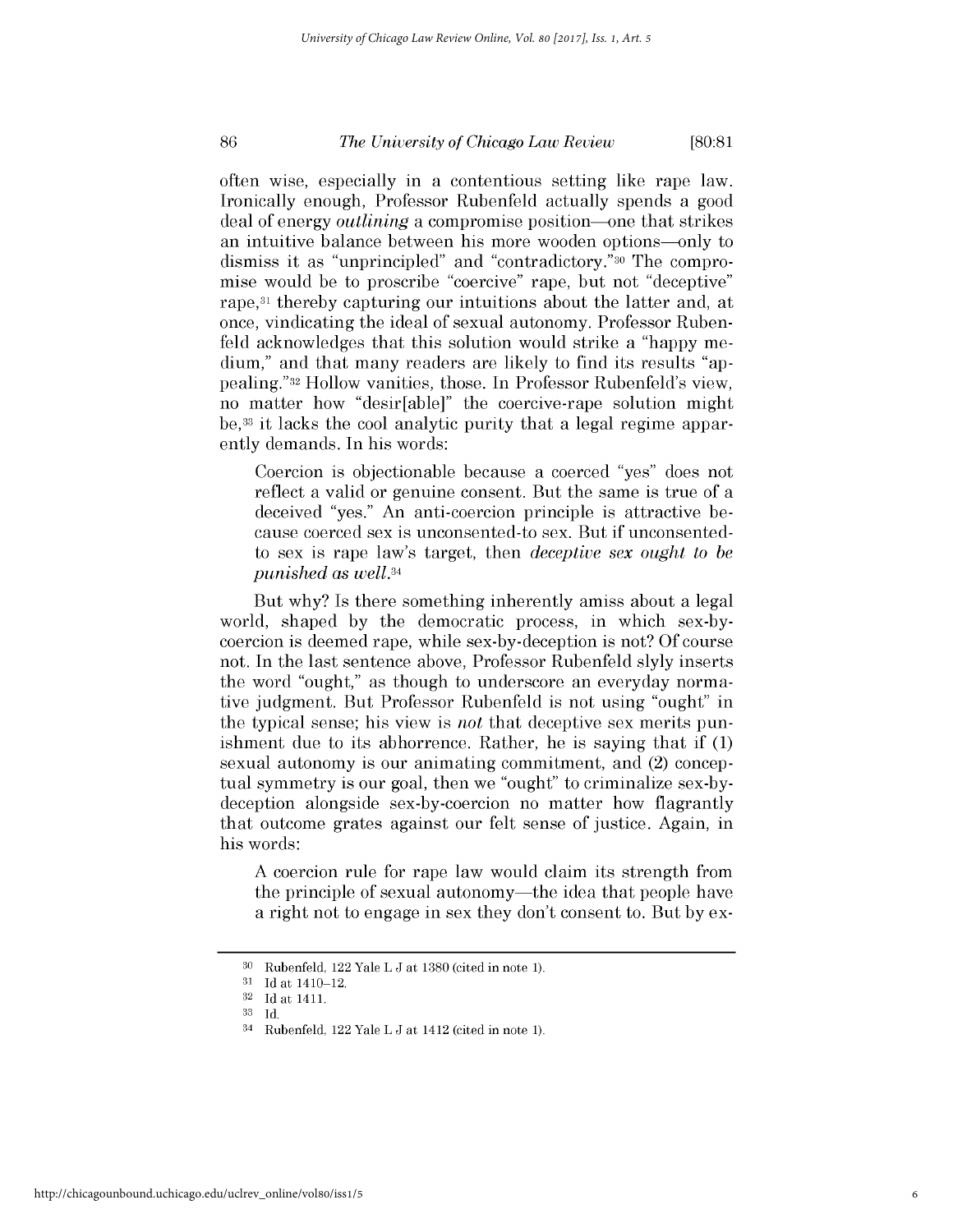often wise, especially in a contentious setting like rape law. Ironically enough, Professor Rubenfeld actually spends a good deal of energy *outlining* a compromise position—one that strikes an intuitive balance between his more wooden options—only to dismiss it as "unprincipled" and "contradictory."[30] The compromise would be to proscribe "coercive" rape, but not "deceptive" rape,[31] thereby capturing our intuitions about the latter and, at once, vindicating the ideal of sexual autonomy. Professor Rubenfeld acknowledges that this solution would strike a "happy medium," and that many readers are likely to find its results "appealing."[32] Hollow vanities, those. In Professor Rubenfeld's view, no matter how "desir[able]" the coercive-rape solution might be,[33] it lacks the cool analytic purity that a legal regime apparently demands. In his words:

> Coercion is objectionable because a coerced "yes" does not reflect a valid or genuine consent. But the same is true of a deceived "yes." An anti-coercion principle is attractive because coerced sex is unconsented-to sex. But if unconsented-to sex is rape law's target, then *deceptive sex ought to be punished as well*.[34]

But why? Is there something inherently amiss about a legal world, shaped by the democratic process, in which sex-by-coercion is deemed rape, while sex-by-deception is not? Of course not. In the last sentence above, Professor Rubenfeld slyly inserts the word "ought," as though to underscore an everyday normative judgment. But Professor Rubenfeld is not using "ought" in the typical sense; his view is *not* that deceptive sex merits punishment due to its abhorrence. Rather, he is saying that if (1) sexual autonomy is our animating commitment, and (2) conceptual symmetry is our goal, then we "ought" to criminalize sex-by-deception alongside sex-by-coercion no matter how flagrantly that outcome grates against our felt sense of justice. Again, in his words:

> A coercion rule for rape law would claim its strength from the principle of sexual autonomy—the idea that people have a right not to engage in sex they don't consent to. But by ex-

---

[30] Rubenfeld, 122 Yale L J at 1380 (cited in note 1).

[31] Id at 1410–12.

[32] Id at 1411.

[33] Id.

[34] Rubenfeld, 122 Yale L J at 1412 (cited in note 1).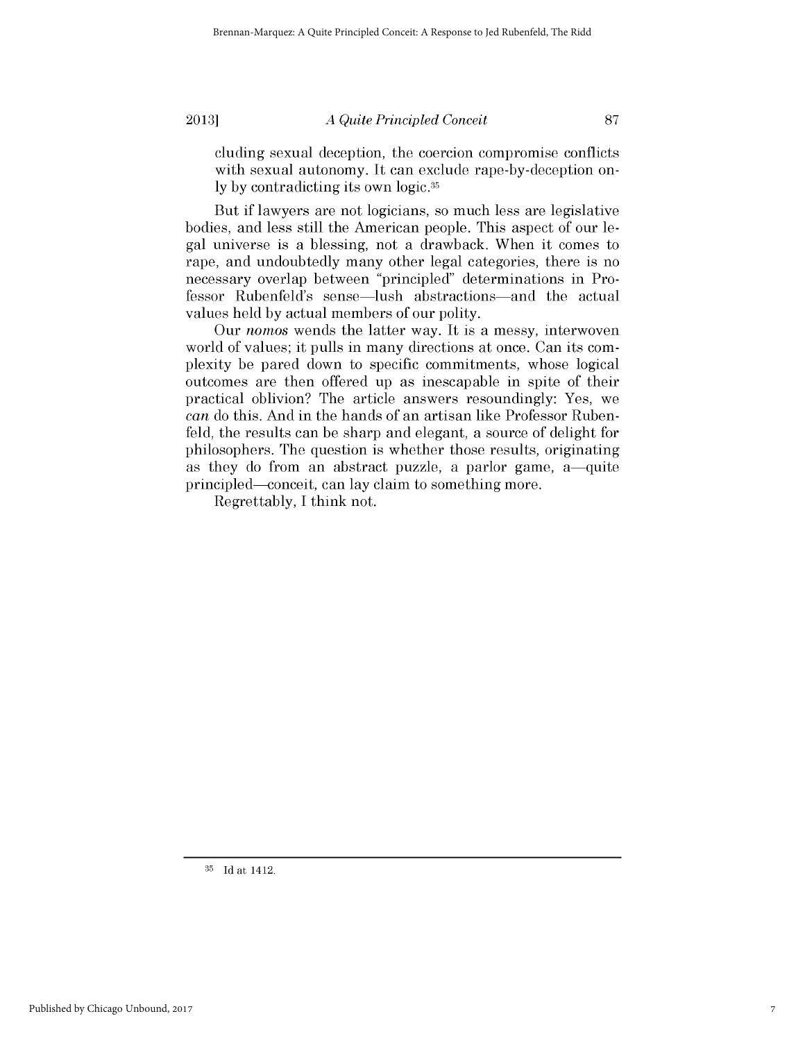cluding sexual deception, the coercion compromise conflicts with sexual autonomy. It can exclude rape-by-deception only by contradicting its own logic.[35]

But if lawyers are not logicians, so much less are legislative bodies, and less still the American people. This aspect of our legal universe is a blessing, not a drawback. When it comes to rape, and undoubtedly many other legal categories, there is no necessary overlap between "principled" determinations in Professor Rubenfeld's sense—lush abstractions—and the actual values held by actual members of our polity.

Our *nomos* wends the latter way. It is a messy, interwoven world of values; it pulls in many directions at once. Can its complexity be pared down to specific commitments, whose logical outcomes are then offered up as inescapable in spite of their practical oblivion? The article answers resoundingly: Yes, we *can* do this. And in the hands of an artisan like Professor Rubenfeld, the results can be sharp and elegant, a source of delight for philosophers. The question is whether those results, originating as they do from an abstract puzzle, a parlor game, a—quite principled—conceit, can lay claim to something more.

Regrettably, I think not.

---

[35] Id at 1412.